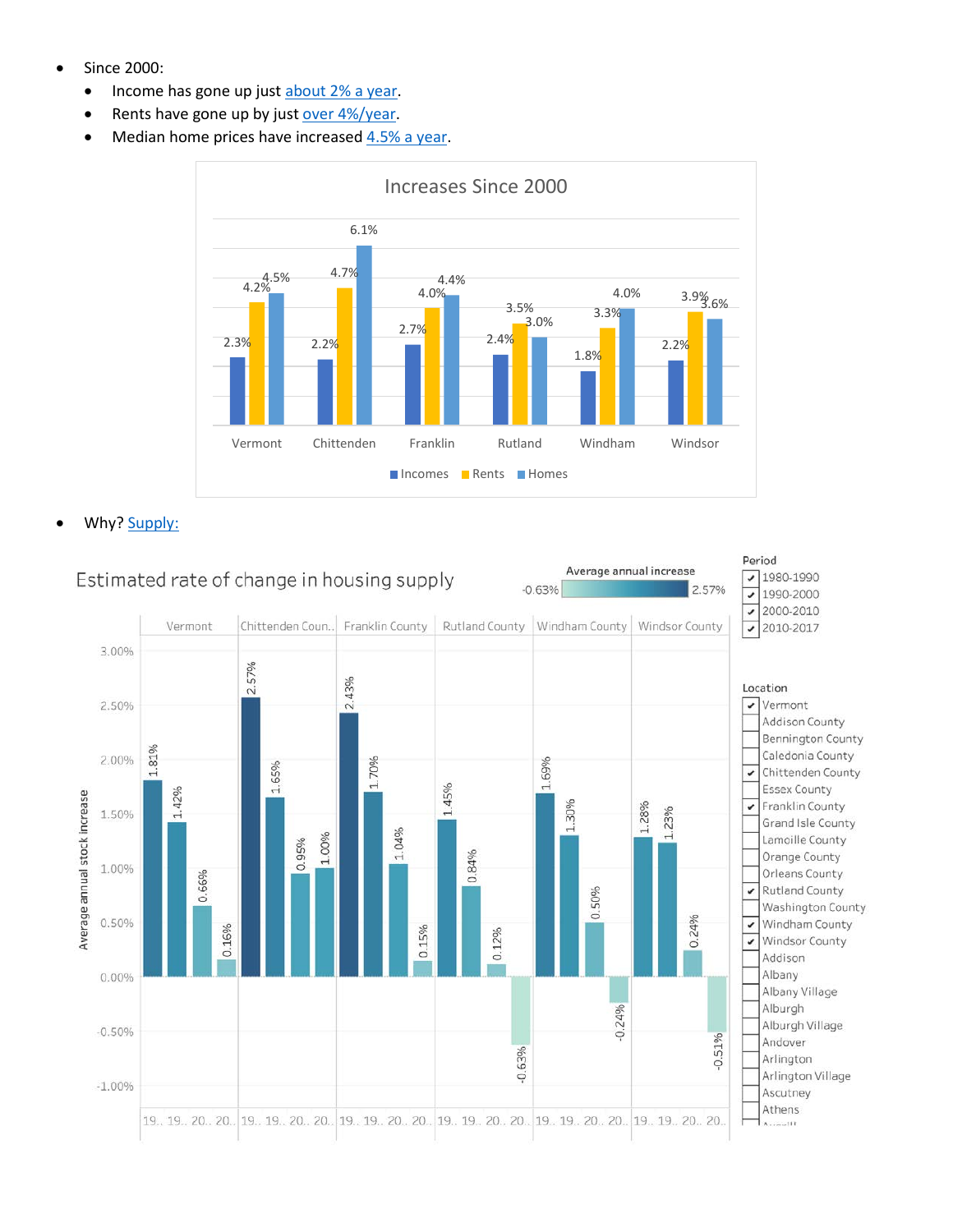- Since 2000:
  - Income has gone up just about 2% a year.
  - Rents have gone up by just over 4%/year.
  - Median home prices have increased 4.5% a year.

**Increases Since 2000**

| | Incomes | Rents | Homes |
|---|---|---|---|
| Vermont | 2.3% | 4.2% | 4.5% |
| Chittenden | 2.2% | 4.7% | 6.1% |
| Franklin | 2.7% | 4.0% | 4.4% |
| Rutland | 2.4% | 3.5% | 3.0% |
| Windham | 1.8% | 3.3% | 4.0% |
| Windsor | 2.2% | 3.9% | 3.6% |

- Why? Supply:

**Estimated rate of change in housing supply**

Average annual stock increase

| Location | 1980-1990 | 1990-2000 | 2000-2010 | 2010-2017 |
|---|---|---|---|---|
| Vermont | 1.81% | 1.42% | 0.66% | 0.16% |
| Chittenden County | 2.57% | 1.65% | 0.95% | 1.00% |
| Franklin County | 2.43% | 1.70% | 1.04% | 0.15% |
| Rutland County | 1.45% | 0.84% | 0.12% | -0.63% |
| Windham County | 1.69% | 1.30% | 0.50% | -0.24% |
| Windsor County | 1.28% | 1.23% | 0.24% | -0.51% |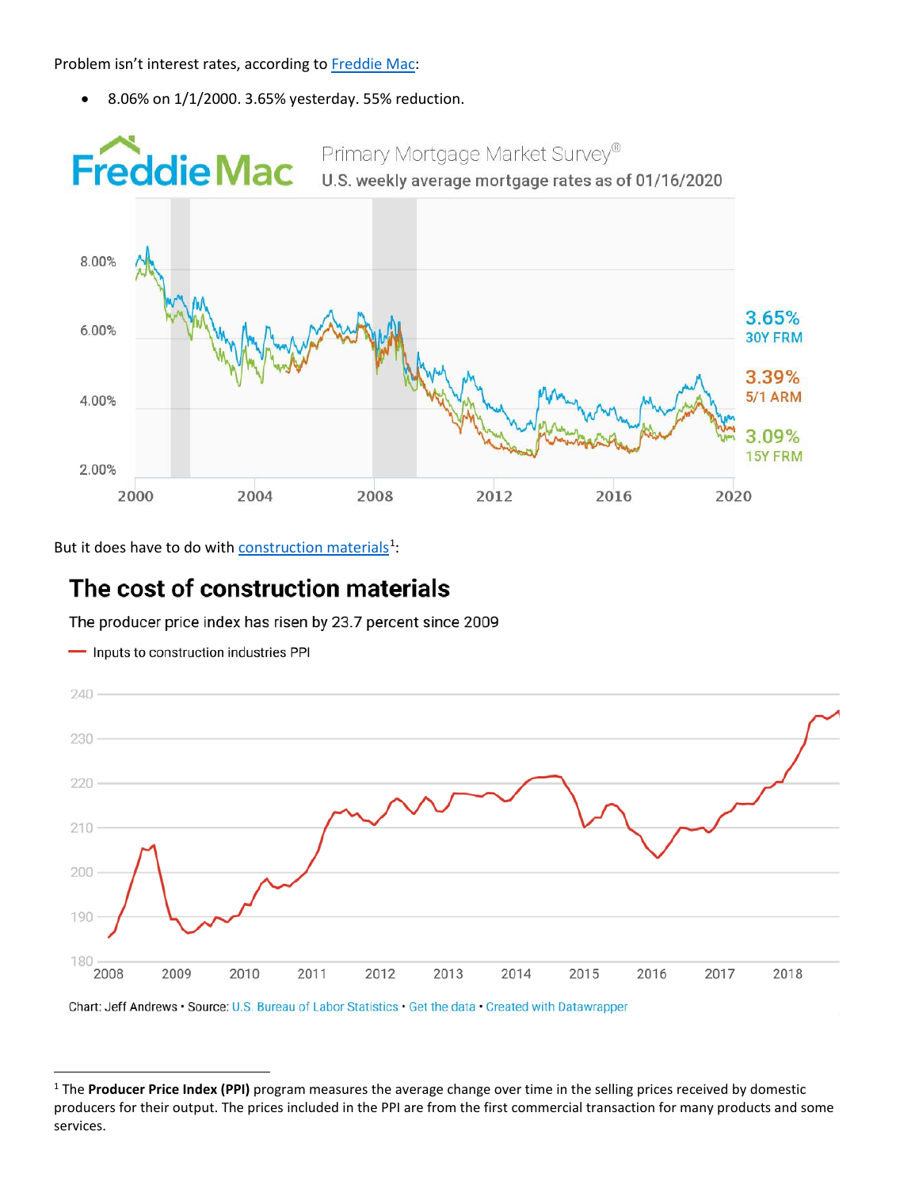Problem isn't interest rates, according to Freddie Mac:

- 8.06% on 1/1/2000. 3.65% yesterday. 55% reduction.

**Freddie Mac** Primary Mortgage Market Survey®

U.S. weekly average mortgage rates as of 01/16/2020

3.65% 30Y FRM

3.39% 5/1 ARM

3.09% 15Y FRM

But it does have to do with construction materials[1]:

## The cost of construction materials

The producer price index has risen by 23.7 percent since 2009

Inputs to construction industries PPI

Chart: Jeff Andrews • Source: U.S. Bureau of Labor Statistics • Get the data • Created with Datawrapper

---

[1] The **Producer Price Index (PPI)** program measures the average change over time in the selling prices received by domestic producers for their output. The prices included in the PPI are from the first commercial transaction for many products and some services.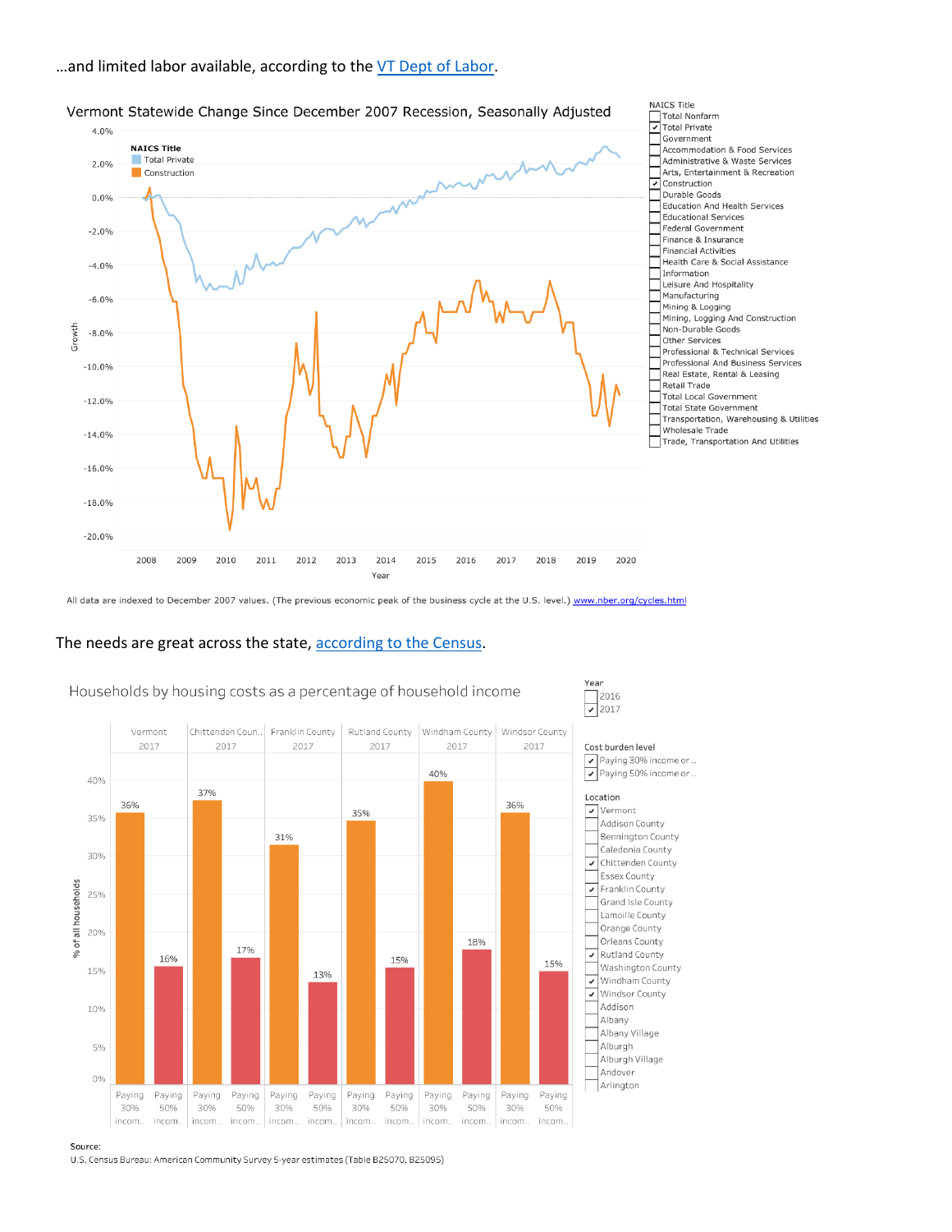…and limited labor available, according to the VT Dept of Labor.

Vermont Statewide Change Since December 2007 Recession, Seasonally Adjusted

All data are indexed to December 2007 values. (The previous economic peak of the business cycle at the U.S. level.) www.nber.org/cycles.html

The needs are great across the state, according to the Census.

Households by housing costs as a percentage of household income

| Location | Year | Paying 30% income or more | Paying 50% income or more |
|---|---|---|---|
| Vermont | 2017 | 36% | 16% |
| Chittenden County | 2017 | 37% | 17% |
| Franklin County | 2017 | 31% | 13% |
| Rutland County | 2017 | 35% | 15% |
| Windham County | 2017 | 40% | 18% |
| Windsor County | 2017 | 36% | 15% |

Source:
U.S. Census Bureau: American Community Survey 5-year estimates (Table B25070, B25095)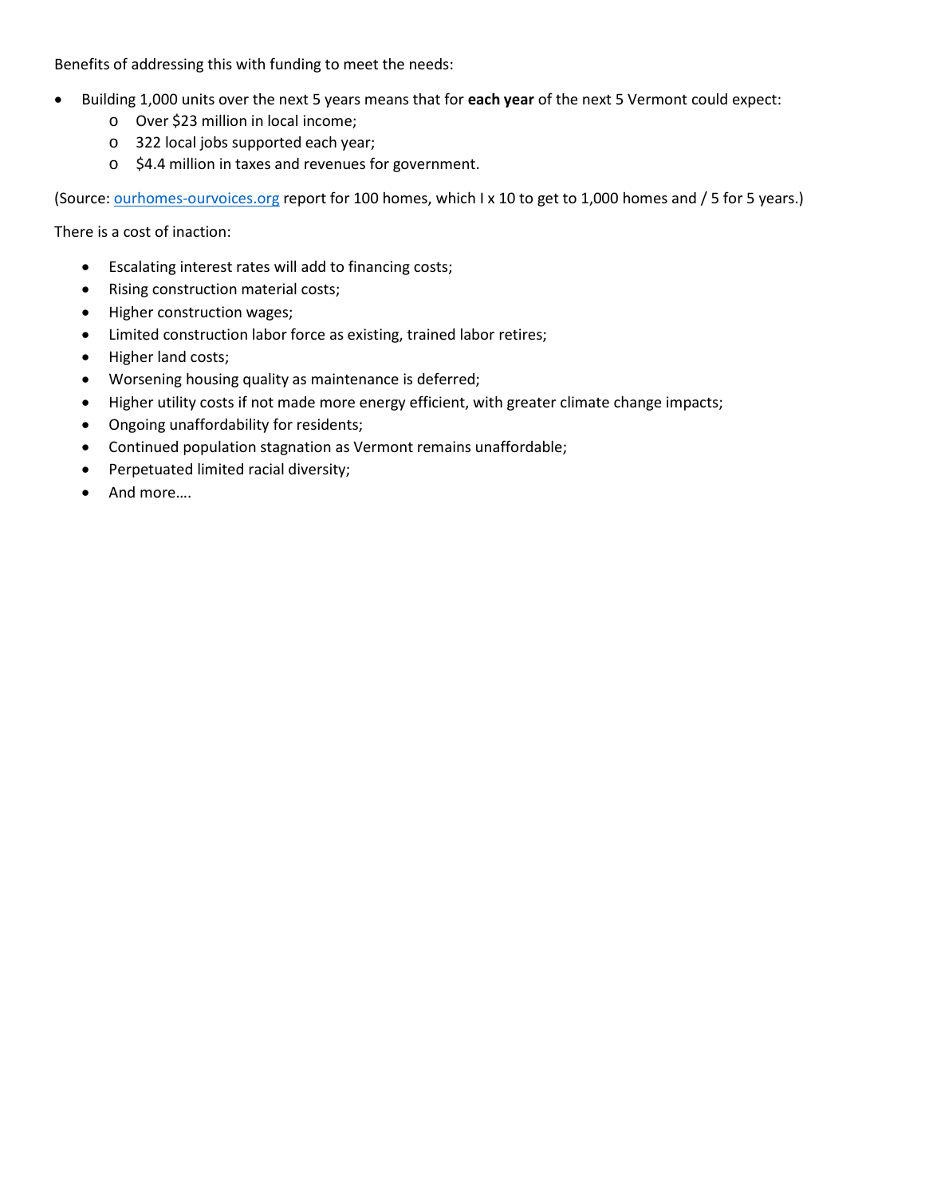Benefits of addressing this with funding to meet the needs:

- Building 1,000 units over the next 5 years means that for **each year** of the next 5 Vermont could expect:
  - Over $23 million in local income;
  - 322 local jobs supported each year;
  - $4.4 million in taxes and revenues for government.

(Source: [ourhomes-ourvoices.org](ourhomes-ourvoices.org) report for 100 homes, which I x 10 to get to 1,000 homes and / 5 for 5 years.)

There is a cost of inaction:

- Escalating interest rates will add to financing costs;
- Rising construction material costs;
- Higher construction wages;
- Limited construction labor force as existing, trained labor retires;
- Higher land costs;
- Worsening housing quality as maintenance is deferred;
- Higher utility costs if not made more energy efficient, with greater climate change impacts;
- Ongoing unaffordability for residents;
- Continued population stagnation as Vermont remains unaffordable;
- Perpetuated limited racial diversity;
- And more….